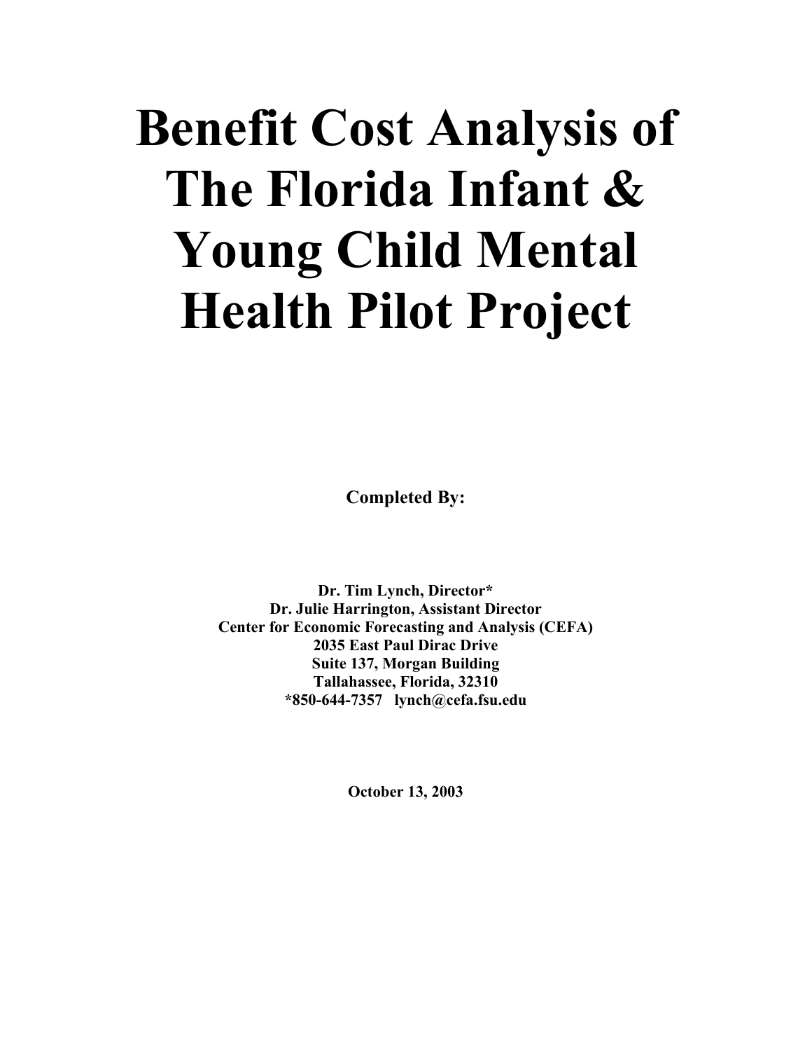# Benefit Cost Analysis of The Florida Infant & Young Child Mental Health Pilot Project

**Completed By:**

**Dr. Tim Lynch, Director***
**Dr. Julie Harrington, Assistant Director**
**Center for Economic Forecasting and Analysis (CEFA)**
**2035 East Paul Dirac Drive**
**Suite 137, Morgan Building**
**Tallahassee, Florida, 32310**
***850-644-7357 lynch@cefa.fsu.edu**

**October 13, 2003**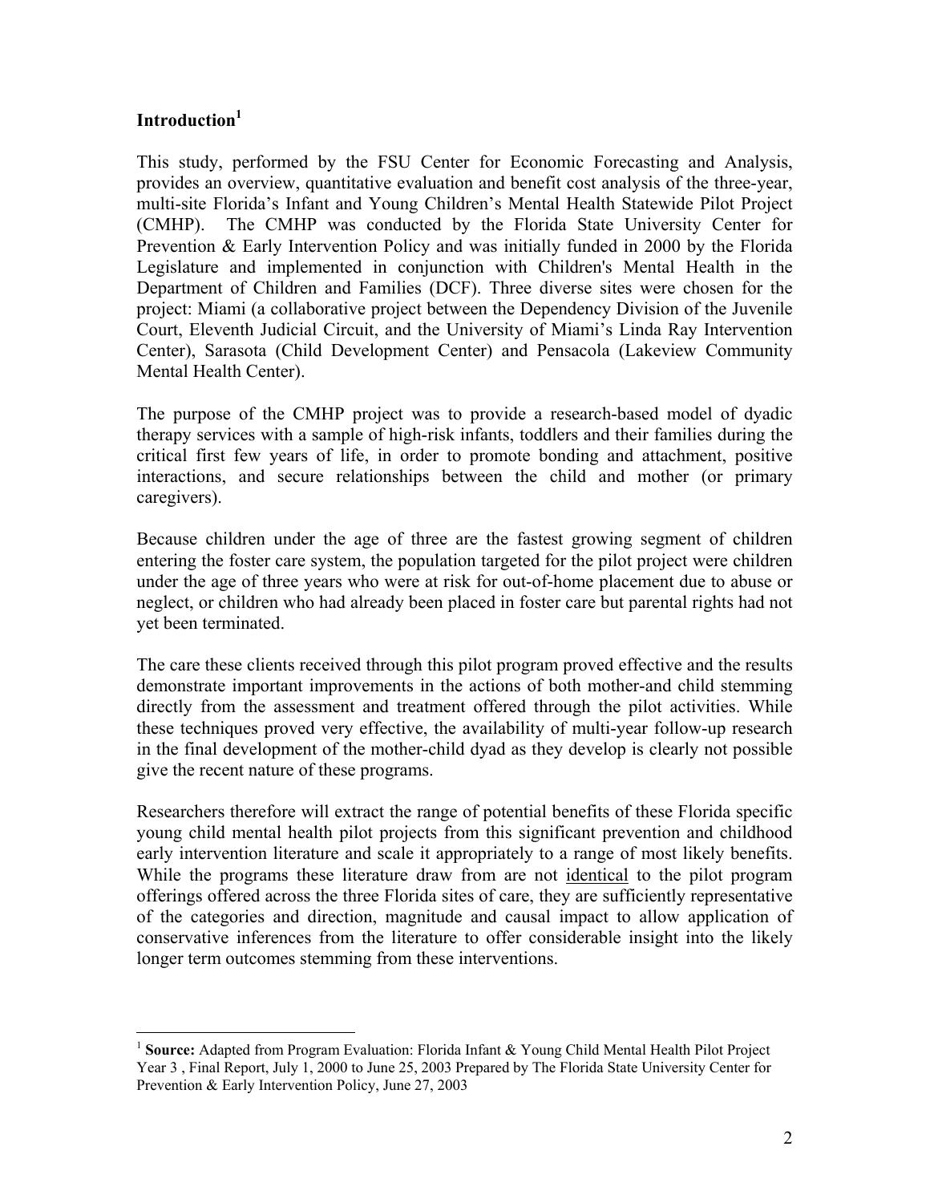## Introduction[1]

This study, performed by the FSU Center for Economic Forecasting and Analysis, provides an overview, quantitative evaluation and benefit cost analysis of the three-year, multi-site Florida's Infant and Young Children's Mental Health Statewide Pilot Project (CMHP). The CMHP was conducted by the Florida State University Center for Prevention & Early Intervention Policy and was initially funded in 2000 by the Florida Legislature and implemented in conjunction with Children's Mental Health in the Department of Children and Families (DCF). Three diverse sites were chosen for the project: Miami (a collaborative project between the Dependency Division of the Juvenile Court, Eleventh Judicial Circuit, and the University of Miami's Linda Ray Intervention Center), Sarasota (Child Development Center) and Pensacola (Lakeview Community Mental Health Center).

The purpose of the CMHP project was to provide a research-based model of dyadic therapy services with a sample of high-risk infants, toddlers and their families during the critical first few years of life, in order to promote bonding and attachment, positive interactions, and secure relationships between the child and mother (or primary caregivers).

Because children under the age of three are the fastest growing segment of children entering the foster care system, the population targeted for the pilot project were children under the age of three years who were at risk for out-of-home placement due to abuse or neglect, or children who had already been placed in foster care but parental rights had not yet been terminated.

The care these clients received through this pilot program proved effective and the results demonstrate important improvements in the actions of both mother-and child stemming directly from the assessment and treatment offered through the pilot activities. While these techniques proved very effective, the availability of multi-year follow-up research in the final development of the mother-child dyad as they develop is clearly not possible give the recent nature of these programs.

Researchers therefore will extract the range of potential benefits of these Florida specific young child mental health pilot projects from this significant prevention and childhood early intervention literature and scale it appropriately to a range of most likely benefits. While the programs these literature draw from are not <u>identical</u> to the pilot program offerings offered across the three Florida sites of care, they are sufficiently representative of the categories and direction, magnitude and causal impact to allow application of conservative inferences from the literature to offer considerable insight into the likely longer term outcomes stemming from these interventions.

---

[1] **Source:** Adapted from Program Evaluation: Florida Infant & Young Child Mental Health Pilot Project Year 3 , Final Report, July 1, 2000 to June 25, 2003 Prepared by The Florida State University Center for Prevention & Early Intervention Policy, June 27, 2003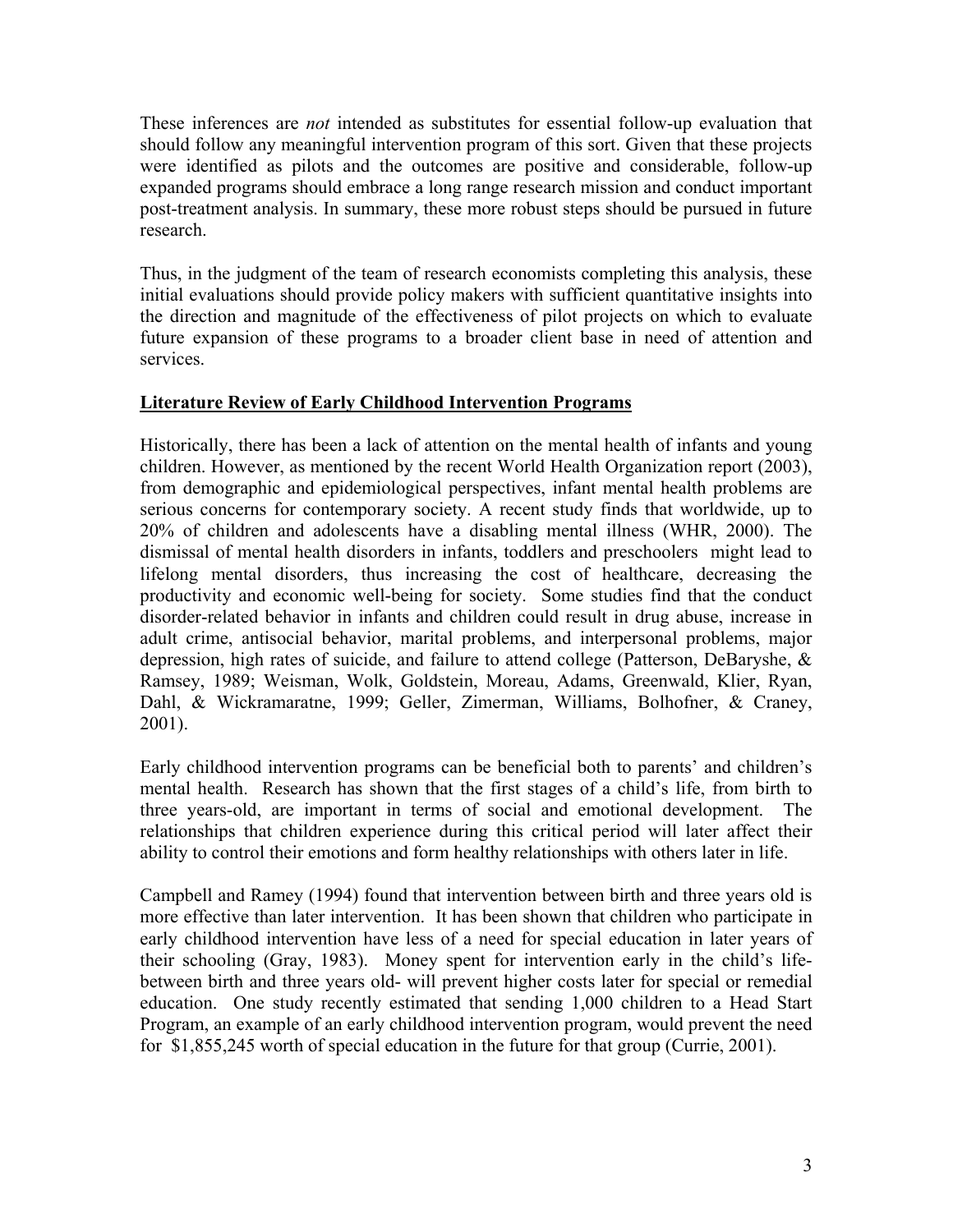These inferences are *not* intended as substitutes for essential follow-up evaluation that should follow any meaningful intervention program of this sort. Given that these projects were identified as pilots and the outcomes are positive and considerable, follow-up expanded programs should embrace a long range research mission and conduct important post-treatment analysis. In summary, these more robust steps should be pursued in future research.

Thus, in the judgment of the team of research economists completing this analysis, these initial evaluations should provide policy makers with sufficient quantitative insights into the direction and magnitude of the effectiveness of pilot projects on which to evaluate future expansion of these programs to a broader client base in need of attention and services.

## Literature Review of Early Childhood Intervention Programs

Historically, there has been a lack of attention on the mental health of infants and young children. However, as mentioned by the recent World Health Organization report (2003), from demographic and epidemiological perspectives, infant mental health problems are serious concerns for contemporary society. A recent study finds that worldwide, up to 20% of children and adolescents have a disabling mental illness (WHR, 2000). The dismissal of mental health disorders in infants, toddlers and preschoolers might lead to lifelong mental disorders, thus increasing the cost of healthcare, decreasing the productivity and economic well-being for society. Some studies find that the conduct disorder-related behavior in infants and children could result in drug abuse, increase in adult crime, antisocial behavior, marital problems, and interpersonal problems, major depression, high rates of suicide, and failure to attend college (Patterson, DeBaryshe, & Ramsey, 1989; Weisman, Wolk, Goldstein, Moreau, Adams, Greenwald, Klier, Ryan, Dahl, & Wickramaratne, 1999; Geller, Zimerman, Williams, Bolhofner, & Craney, 2001).

Early childhood intervention programs can be beneficial both to parents' and children's mental health. Research has shown that the first stages of a child's life, from birth to three years-old, are important in terms of social and emotional development. The relationships that children experience during this critical period will later affect their ability to control their emotions and form healthy relationships with others later in life.

Campbell and Ramey (1994) found that intervention between birth and three years old is more effective than later intervention. It has been shown that children who participate in early childhood intervention have less of a need for special education in later years of their schooling (Gray, 1983). Money spent for intervention early in the child's life- between birth and three years old- will prevent higher costs later for special or remedial education. One study recently estimated that sending 1,000 children to a Head Start Program, an example of an early childhood intervention program, would prevent the need for $1,855,245 worth of special education in the future for that group (Currie, 2001).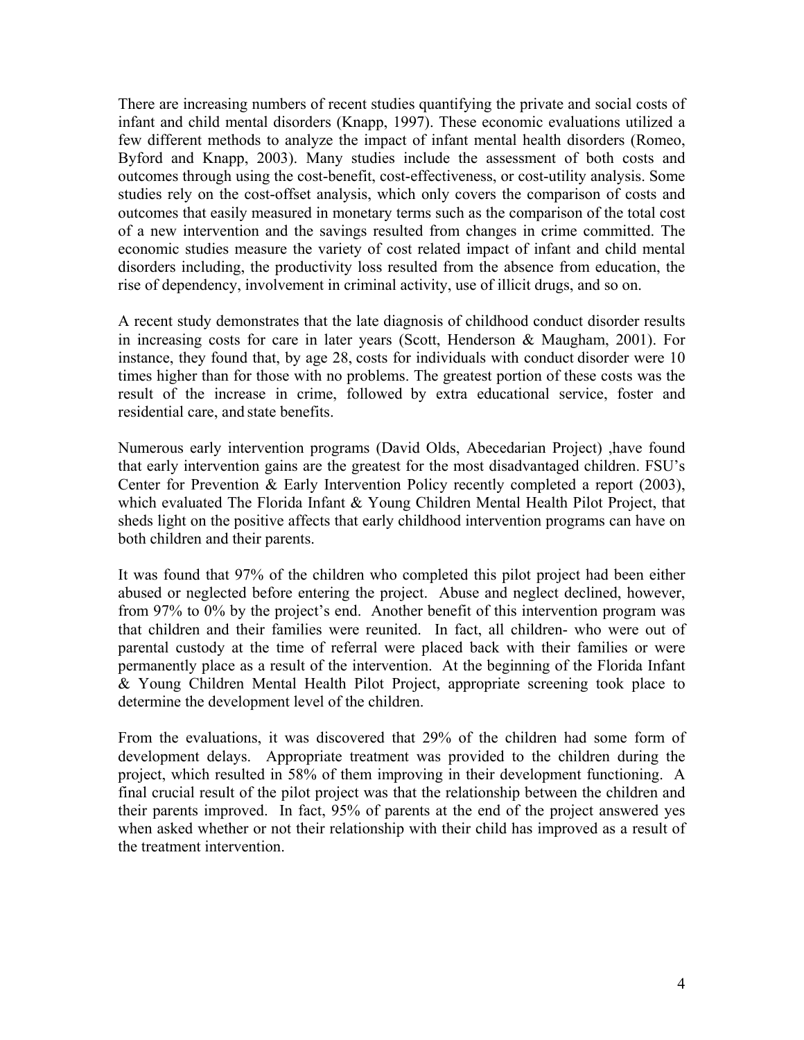There are increasing numbers of recent studies quantifying the private and social costs of infant and child mental disorders (Knapp, 1997). These economic evaluations utilized a few different methods to analyze the impact of infant mental health disorders (Romeo, Byford and Knapp, 2003). Many studies include the assessment of both costs and outcomes through using the cost-benefit, cost-effectiveness, or cost-utility analysis. Some studies rely on the cost-offset analysis, which only covers the comparison of costs and outcomes that easily measured in monetary terms such as the comparison of the total cost of a new intervention and the savings resulted from changes in crime committed. The economic studies measure the variety of cost related impact of infant and child mental disorders including, the productivity loss resulted from the absence from education, the rise of dependency, involvement in criminal activity, use of illicit drugs, and so on.

A recent study demonstrates that the late diagnosis of childhood conduct disorder results in increasing costs for care in later years (Scott, Henderson & Maugham, 2001). For instance, they found that, by age 28, costs for individuals with conduct disorder were 10 times higher than for those with no problems. The greatest portion of these costs was the result of the increase in crime, followed by extra educational service, foster and residential care, and state benefits.

Numerous early intervention programs (David Olds, Abecedarian Project) ,have found that early intervention gains are the greatest for the most disadvantaged children. FSU's Center for Prevention & Early Intervention Policy recently completed a report (2003), which evaluated The Florida Infant & Young Children Mental Health Pilot Project, that sheds light on the positive affects that early childhood intervention programs can have on both children and their parents.

It was found that 97% of the children who completed this pilot project had been either abused or neglected before entering the project. Abuse and neglect declined, however, from 97% to 0% by the project's end. Another benefit of this intervention program was that children and their families were reunited. In fact, all children- who were out of parental custody at the time of referral were placed back with their families or were permanently place as a result of the intervention. At the beginning of the Florida Infant & Young Children Mental Health Pilot Project, appropriate screening took place to determine the development level of the children.

From the evaluations, it was discovered that 29% of the children had some form of development delays. Appropriate treatment was provided to the children during the project, which resulted in 58% of them improving in their development functioning. A final crucial result of the pilot project was that the relationship between the children and their parents improved. In fact, 95% of parents at the end of the project answered yes when asked whether or not their relationship with their child has improved as a result of the treatment intervention.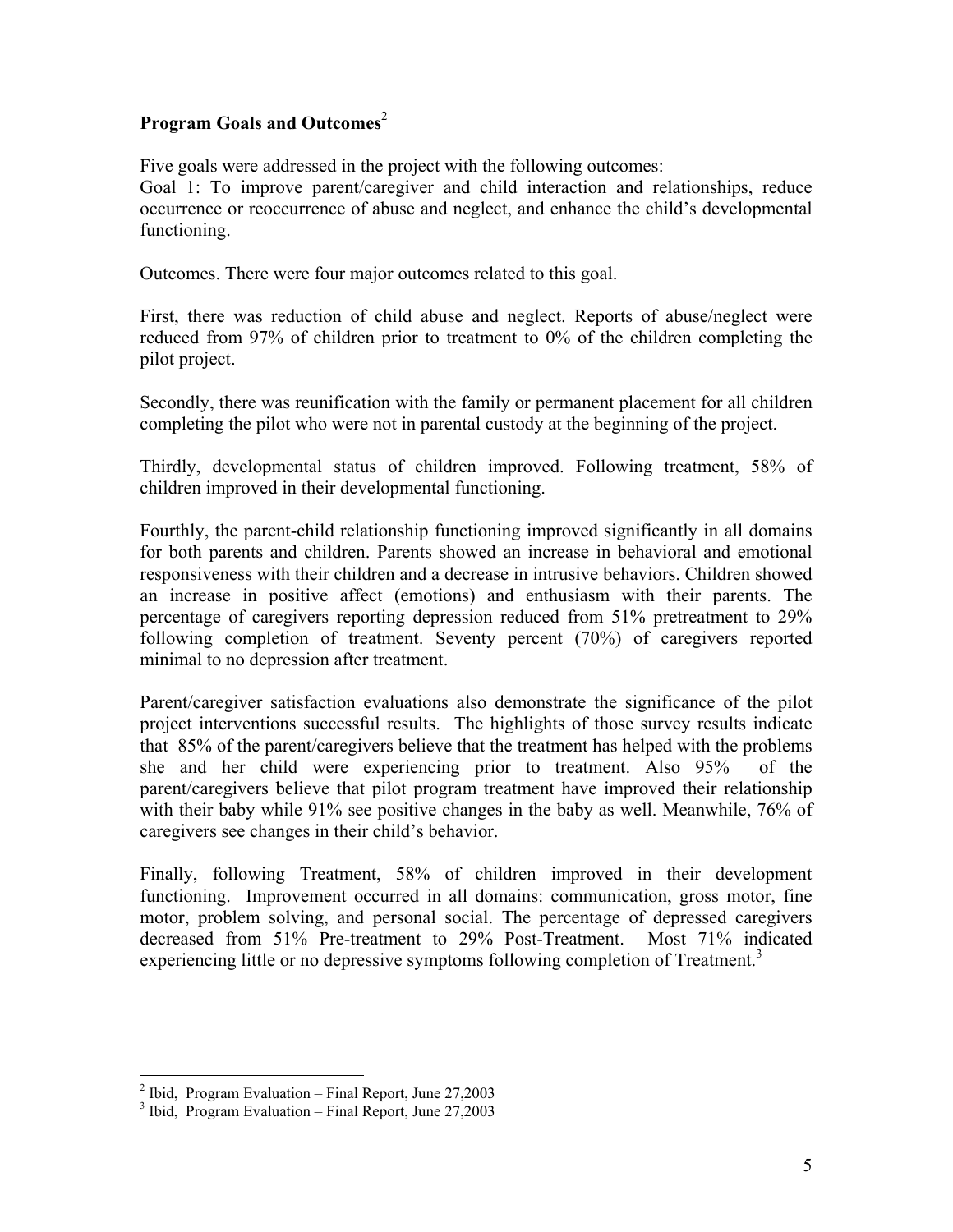## Program Goals and Outcomes[2]

Five goals were addressed in the project with the following outcomes:
Goal 1: To improve parent/caregiver and child interaction and relationships, reduce occurrence or reoccurrence of abuse and neglect, and enhance the child's developmental functioning.

Outcomes. There were four major outcomes related to this goal.

First, there was reduction of child abuse and neglect. Reports of abuse/neglect were reduced from 97% of children prior to treatment to 0% of the children completing the pilot project.

Secondly, there was reunification with the family or permanent placement for all children completing the pilot who were not in parental custody at the beginning of the project.

Thirdly, developmental status of children improved. Following treatment, 58% of children improved in their developmental functioning.

Fourthly, the parent-child relationship functioning improved significantly in all domains for both parents and children. Parents showed an increase in behavioral and emotional responsiveness with their children and a decrease in intrusive behaviors. Children showed an increase in positive affect (emotions) and enthusiasm with their parents. The percentage of caregivers reporting depression reduced from 51% pretreatment to 29% following completion of treatment. Seventy percent (70%) of caregivers reported minimal to no depression after treatment.

Parent/caregiver satisfaction evaluations also demonstrate the significance of the pilot project interventions successful results. The highlights of those survey results indicate that 85% of the parent/caregivers believe that the treatment has helped with the problems she and her child were experiencing prior to treatment. Also 95% of the parent/caregivers believe that pilot program treatment have improved their relationship with their baby while 91% see positive changes in the baby as well. Meanwhile, 76% of caregivers see changes in their child's behavior.

Finally, following Treatment, 58% of children improved in their development functioning. Improvement occurred in all domains: communication, gross motor, fine motor, problem solving, and personal social. The percentage of depressed caregivers decreased from 51% Pre-treatment to 29% Post-Treatment. Most 71% indicated experiencing little or no depressive symptoms following completion of Treatment.[3]

---

[2] Ibid, Program Evaluation – Final Report, June 27,2003

[3] Ibid, Program Evaluation – Final Report, June 27,2003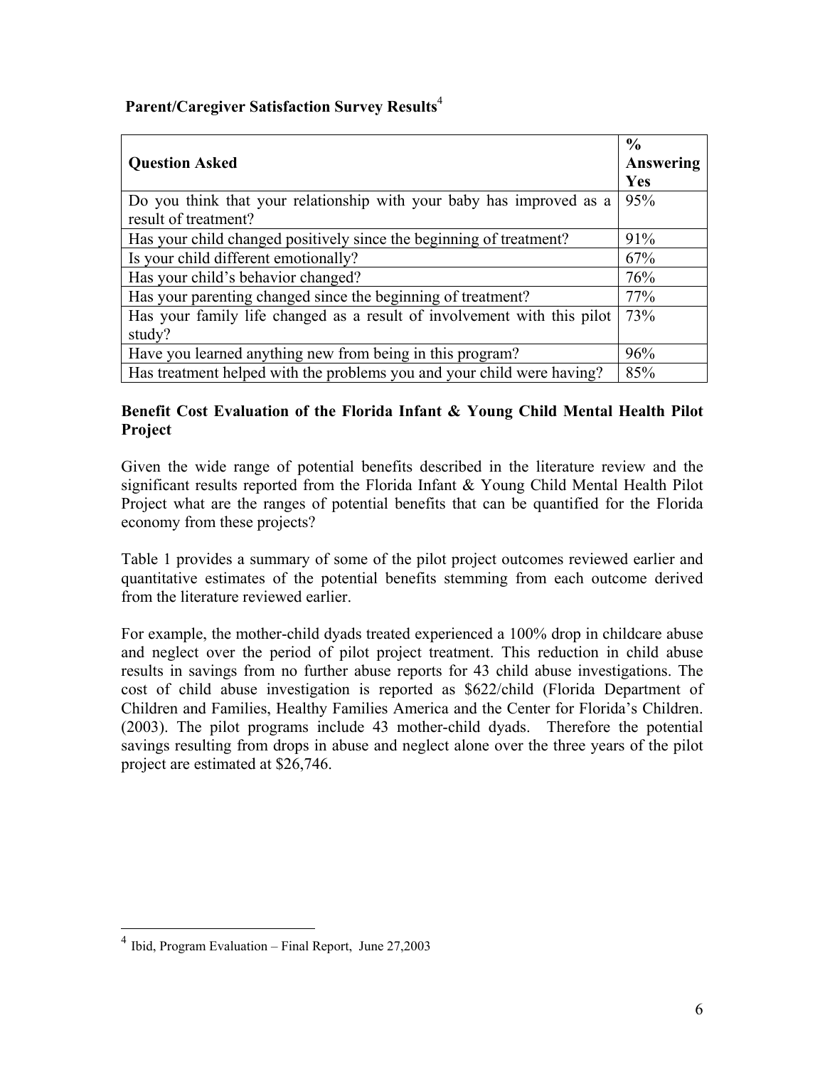**Parent/Caregiver Satisfaction Survey Results**[4]

| Question Asked | % Answering Yes |
|---|---|
| Do you think that your relationship with your baby has improved as a result of treatment? | 95% |
| Has your child changed positively since the beginning of treatment? | 91% |
| Is your child different emotionally? | 67% |
| Has your child's behavior changed? | 76% |
| Has your parenting changed since the beginning of treatment? | 77% |
| Has your family life changed as a result of involvement with this pilot study? | 73% |
| Have you learned anything new from being in this program? | 96% |
| Has treatment helped with the problems you and your child were having? | 85% |

**Benefit Cost Evaluation of the Florida Infant & Young Child Mental Health Pilot Project**

Given the wide range of potential benefits described in the literature review and the significant results reported from the Florida Infant & Young Child Mental Health Pilot Project what are the ranges of potential benefits that can be quantified for the Florida economy from these projects?

Table 1 provides a summary of some of the pilot project outcomes reviewed earlier and quantitative estimates of the potential benefits stemming from each outcome derived from the literature reviewed earlier.

For example, the mother-child dyads treated experienced a 100% drop in childcare abuse and neglect over the period of pilot project treatment. This reduction in child abuse results in savings from no further abuse reports for 43 child abuse investigations. The cost of child abuse investigation is reported as $622/child (Florida Department of Children and Families, Healthy Families America and the Center for Florida's Children. (2003). The pilot programs include 43 mother-child dyads. Therefore the potential savings resulting from drops in abuse and neglect alone over the three years of the pilot project are estimated at $26,746.

[4] Ibid, Program Evaluation – Final Report, June 27,2003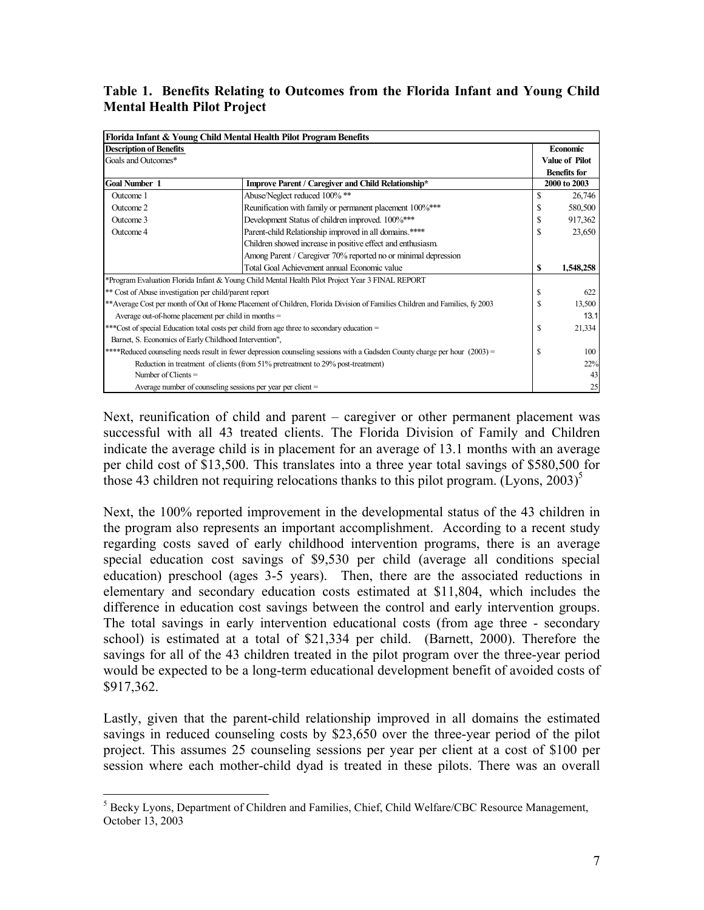**Table 1. Benefits Relating to Outcomes from the Florida Infant and Young Child Mental Health Pilot Project**

| Florida Infant & Young Child Mental Health Pilot Program Benefits | | |
|---|---|---|
| **Description of Benefits** | | **Economic** |
| Goals and Outcomes* | | **Value of Pilot** |
| | | **Benefits for** |
| **Goal Number 1** | **Improve Parent / Caregiver and Child Relationship*** | **2000 to 2003** |
| Outcome 1 | Abuse/Neglect reduced 100% ** | $ 26,746 |
| Outcome 2 | Reunification with family or permanent placement 100%*** | $ 580,500 |
| Outcome 3 | Development Status of children improved. 100%*** | $ 917,362 |
| Outcome 4 | Parent-child Relationship improved in all domains.**** | $ 23,650 |
| | Children showed increase in positive effect and enthusiasm. | |
| | Among Parent / Caregiver 70% reported no or minimal depression | |
| | Total Goal Achievement annual Economic value | **$ 1,548,258** |
| *Program Evaluation Florida Infant & Young Child Mental Health Pilot Project Year 3 FINAL REPORT | | |
| ** Cost of Abuse investigation per child/parent report | | $ 622 |
| **Average Cost per month of Out of Home Placement of Children, Florida Division of Families Children and Families, fy 2003 | | $ 13,500 |
| Average out-of-home placement per child in months = | | 13.1 |
| ***Cost of special Education total costs per child from age three to secondary education = | | $ 21,334 |
| Barnet, S. Economics of Early Childhood Intervention", | | |
| ****Reduced counseling needs result in fewer depression counseling sessions with a Gadsden County charge per hour (2003) = | | $ 100 |
| Reduction in treatment of clients (from 51% pretreatment to 29% post-treatment) | | 22% |
| Number of Clients = | | 43 |
| Average number of counseling sessions per year per client = | | 25 |

Next, reunification of child and parent – caregiver or other permanent placement was successful with all 43 treated clients. The Florida Division of Family and Children indicate the average child is in placement for an average of 13.1 months with an average per child cost of $13,500. This translates into a three year total savings of $580,500 for those 43 children not requiring relocations thanks to this pilot program. (Lyons, 2003)[5]

Next, the 100% reported improvement in the developmental status of the 43 children in the program also represents an important accomplishment. According to a recent study regarding costs saved of early childhood intervention programs, there is an average special education cost savings of $9,530 per child (average all conditions special education) preschool (ages 3-5 years). Then, there are the associated reductions in elementary and secondary education costs estimated at $11,804, which includes the difference in education cost savings between the control and early intervention groups. The total savings in early intervention educational costs (from age three - secondary school) is estimated at a total of $21,334 per child. (Barnett, 2000). Therefore the savings for all of the 43 children treated in the pilot program over the three-year period would be expected to be a long-term educational development benefit of avoided costs of $917,362.

Lastly, given that the parent-child relationship improved in all domains the estimated savings in reduced counseling costs by $23,650 over the three-year period of the pilot project. This assumes 25 counseling sessions per year per client at a cost of $100 per session where each mother-child dyad is treated in these pilots. There was an overall

[5] Becky Lyons, Department of Children and Families, Chief, Child Welfare/CBC Resource Management, October 13, 2003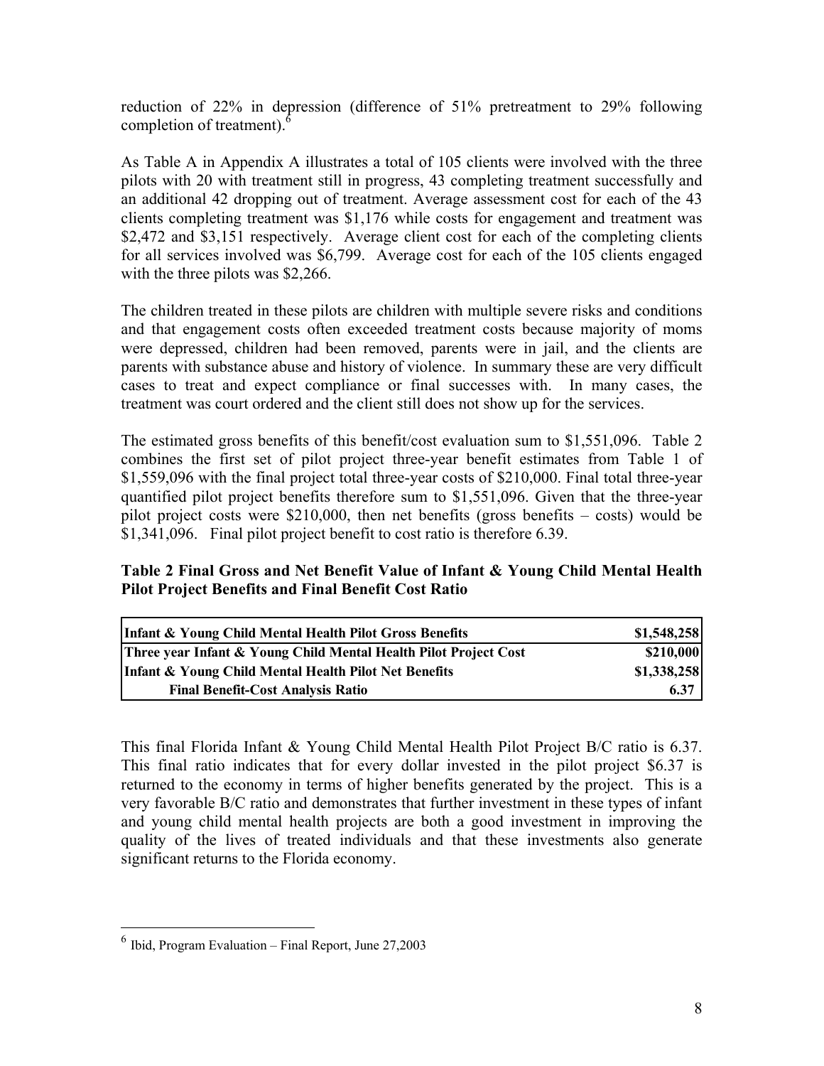reduction of 22% in depression (difference of 51% pretreatment to 29% following completion of treatment).[6]

As Table A in Appendix A illustrates a total of 105 clients were involved with the three pilots with 20 with treatment still in progress, 43 completing treatment successfully and an additional 42 dropping out of treatment. Average assessment cost for each of the 43 clients completing treatment was $1,176 while costs for engagement and treatment was $2,472 and $3,151 respectively. Average client cost for each of the completing clients for all services involved was $6,799. Average cost for each of the 105 clients engaged with the three pilots was $2,266.

The children treated in these pilots are children with multiple severe risks and conditions and that engagement costs often exceeded treatment costs because majority of moms were depressed, children had been removed, parents were in jail, and the clients are parents with substance abuse and history of violence. In summary these are very difficult cases to treat and expect compliance or final successes with. In many cases, the treatment was court ordered and the client still does not show up for the services.

The estimated gross benefits of this benefit/cost evaluation sum to $1,551,096. Table 2 combines the first set of pilot project three-year benefit estimates from Table 1 of $1,559,096 with the final project total three-year costs of $210,000. Final total three-year quantified pilot project benefits therefore sum to $1,551,096. Given that the three-year pilot project costs were $210,000, then net benefits (gross benefits – costs) would be $1,341,096. Final pilot project benefit to cost ratio is therefore 6.39.

**Table 2 Final Gross and Net Benefit Value of Infant & Young Child Mental Health Pilot Project Benefits and Final Benefit Cost Ratio**

| | |
|---|---:|
| **Infant & Young Child Mental Health Pilot Gross Benefits** | **$1,548,258** |
| **Three year Infant & Young Child Mental Health Pilot Project Cost** | **$210,000** |
| **Infant & Young Child Mental Health Pilot Net Benefits** | **$1,338,258** |
| **Final Benefit-Cost Analysis Ratio** | **6.37** |

This final Florida Infant & Young Child Mental Health Pilot Project B/C ratio is 6.37. This final ratio indicates that for every dollar invested in the pilot project $6.37 is returned to the economy in terms of higher benefits generated by the project. This is a very favorable B/C ratio and demonstrates that further investment in these types of infant and young child mental health projects are both a good investment in improving the quality of the lives of treated individuals and that these investments also generate significant returns to the Florida economy.

---

[6] Ibid, Program Evaluation – Final Report, June 27,2003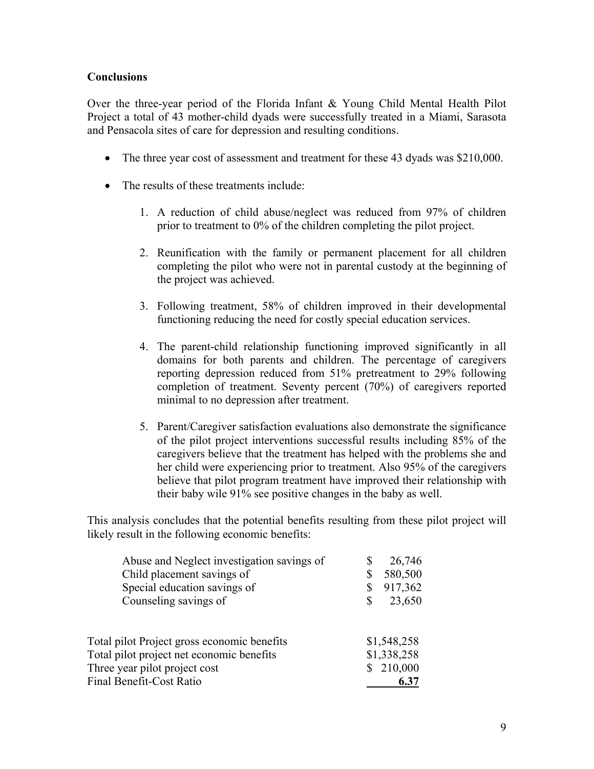## Conclusions

Over the three-year period of the Florida Infant & Young Child Mental Health Pilot Project a total of 43 mother-child dyads were successfully treated in a Miami, Sarasota and Pensacola sites of care for depression and resulting conditions.

- The three year cost of assessment and treatment for these 43 dyads was $210,000.

- The results of these treatments include:

    1. A reduction of child abuse/neglect was reduced from 97% of children prior to treatment to 0% of the children completing the pilot project.

    2. Reunification with the family or permanent placement for all children completing the pilot who were not in parental custody at the beginning of the project was achieved.

    3. Following treatment, 58% of children improved in their developmental functioning reducing the need for costly special education services.

    4. The parent-child relationship functioning improved significantly in all domains for both parents and children. The percentage of caregivers reporting depression reduced from 51% pretreatment to 29% following completion of treatment. Seventy percent (70%) of caregivers reported minimal to no depression after treatment.

    5. Parent/Caregiver satisfaction evaluations also demonstrate the significance of the pilot project interventions successful results including 85% of the caregivers believe that the treatment has helped with the problems she and her child were experiencing prior to treatment. Also 95% of the caregivers believe that pilot program treatment have improved their relationship with their baby wile 91% see positive changes in the baby as well.

This analysis concludes that the potential benefits resulting from these pilot project will likely result in the following economic benefits:

| | |
|---|---|
| Abuse and Neglect investigation savings of | $ 26,746 |
| Child placement savings of | $ 580,500 |
| Special education savings of | $ 917,362 |
| Counseling savings of | $ 23,650 |

| | |
|---|---|
| Total pilot Project gross economic benefits | $1,548,258 |
| Total pilot project net economic benefits | $1,338,258 |
| Three year pilot project cost | $ 210,000 |
| Final Benefit-Cost Ratio | **6.37** |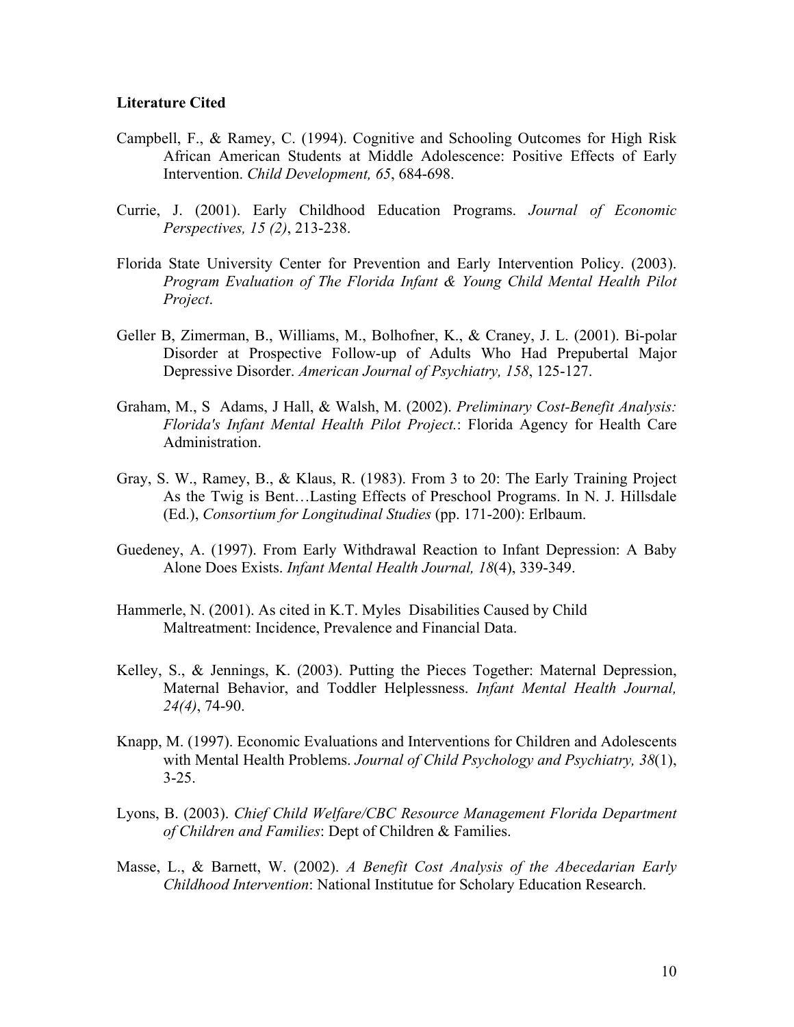**Literature Cited**

Campbell, F., & Ramey, C. (1994). Cognitive and Schooling Outcomes for High Risk African American Students at Middle Adolescence: Positive Effects of Early Intervention. *Child Development, 65*, 684-698.

Currie, J. (2001). Early Childhood Education Programs. *Journal of Economic Perspectives, 15 (2)*, 213-238.

Florida State University Center for Prevention and Early Intervention Policy. (2003). *Program Evaluation of The Florida Infant & Young Child Mental Health Pilot Project*.

Geller B, Zimerman, B., Williams, M., Bolhofner, K., & Craney, J. L. (2001). Bi-polar Disorder at Prospective Follow-up of Adults Who Had Prepubertal Major Depressive Disorder. *American Journal of Psychiatry, 158*, 125-127.

Graham, M., S Adams, J Hall, & Walsh, M. (2002). *Preliminary Cost-Benefit Analysis: Florida's Infant Mental Health Pilot Project.*: Florida Agency for Health Care Administration.

Gray, S. W., Ramey, B., & Klaus, R. (1983). From 3 to 20: The Early Training Project As the Twig is Bent…Lasting Effects of Preschool Programs. In N. J. Hillsdale (Ed.), *Consortium for Longitudinal Studies* (pp. 171-200): Erlbaum.

Guedeney, A. (1997). From Early Withdrawal Reaction to Infant Depression: A Baby Alone Does Exists. *Infant Mental Health Journal, 18*(4), 339-349.

Hammerle, N. (2001). As cited in K.T. Myles Disabilities Caused by Child Maltreatment: Incidence, Prevalence and Financial Data.

Kelley, S., & Jennings, K. (2003). Putting the Pieces Together: Maternal Depression, Maternal Behavior, and Toddler Helplessness. *Infant Mental Health Journal, 24(4)*, 74-90.

Knapp, M. (1997). Economic Evaluations and Interventions for Children and Adolescents with Mental Health Problems. *Journal of Child Psychology and Psychiatry, 38*(1), 3-25.

Lyons, B. (2003). *Chief Child Welfare/CBC Resource Management Florida Department of Children and Families*: Dept of Children & Families.

Masse, L., & Barnett, W. (2002). *A Benefit Cost Analysis of the Abecedarian Early Childhood Intervention*: National Institutue for Scholary Education Research.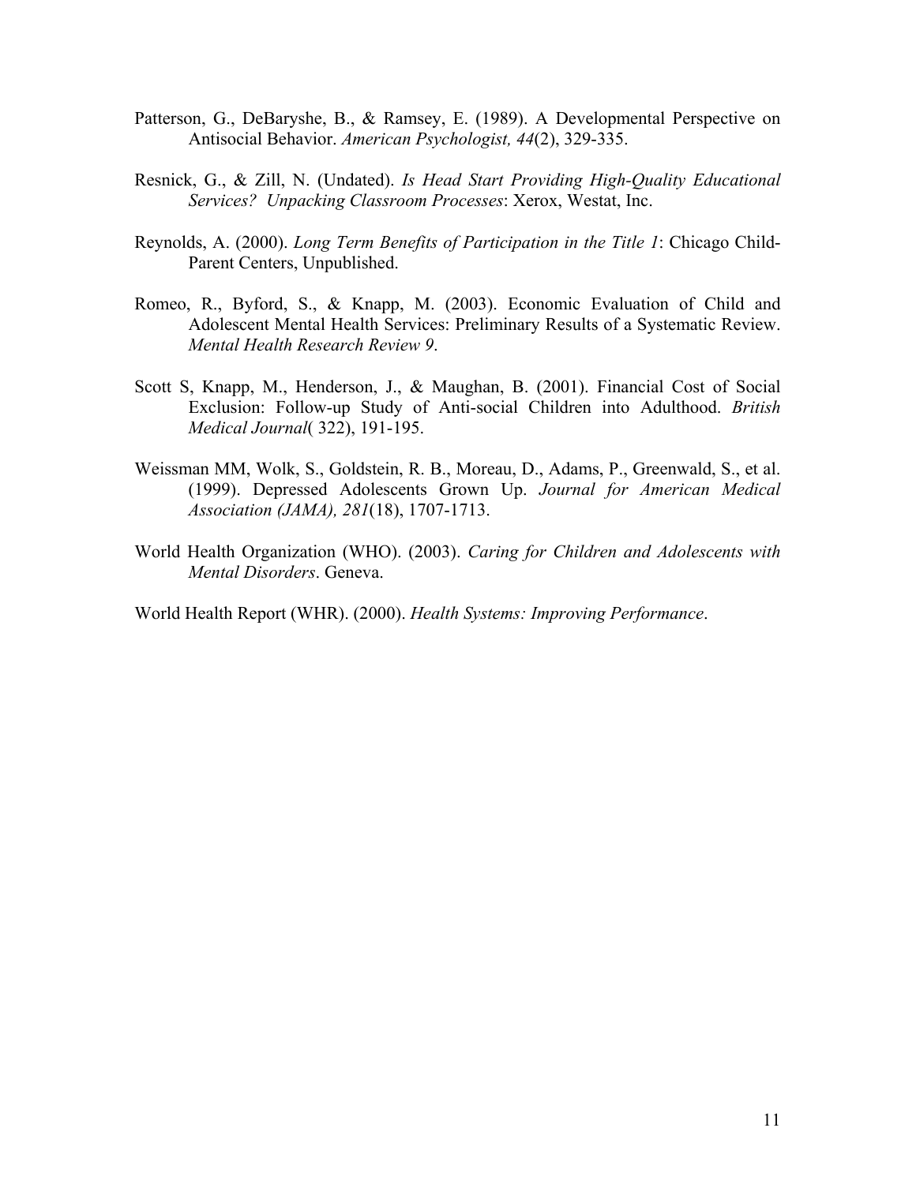Patterson, G., DeBaryshe, B., & Ramsey, E. (1989). A Developmental Perspective on Antisocial Behavior. *American Psychologist, 44*(2), 329-335.

Resnick, G., & Zill, N. (Undated). *Is Head Start Providing High-Quality Educational Services? Unpacking Classroom Processes*: Xerox, Westat, Inc.

Reynolds, A. (2000). *Long Term Benefits of Participation in the Title 1*: Chicago Child-Parent Centers, Unpublished.

Romeo, R., Byford, S., & Knapp, M. (2003). Economic Evaluation of Child and Adolescent Mental Health Services: Preliminary Results of a Systematic Review. *Mental Health Research Review 9*.

Scott S, Knapp, M., Henderson, J., & Maughan, B. (2001). Financial Cost of Social Exclusion: Follow-up Study of Anti-social Children into Adulthood. *British Medical Journal*( 322), 191-195.

Weissman MM, Wolk, S., Goldstein, R. B., Moreau, D., Adams, P., Greenwald, S., et al. (1999). Depressed Adolescents Grown Up. *Journal for American Medical Association (JAMA), 281*(18), 1707-1713.

World Health Organization (WHO). (2003). *Caring for Children and Adolescents with Mental Disorders*. Geneva.

World Health Report (WHR). (2000). *Health Systems: Improving Performance*.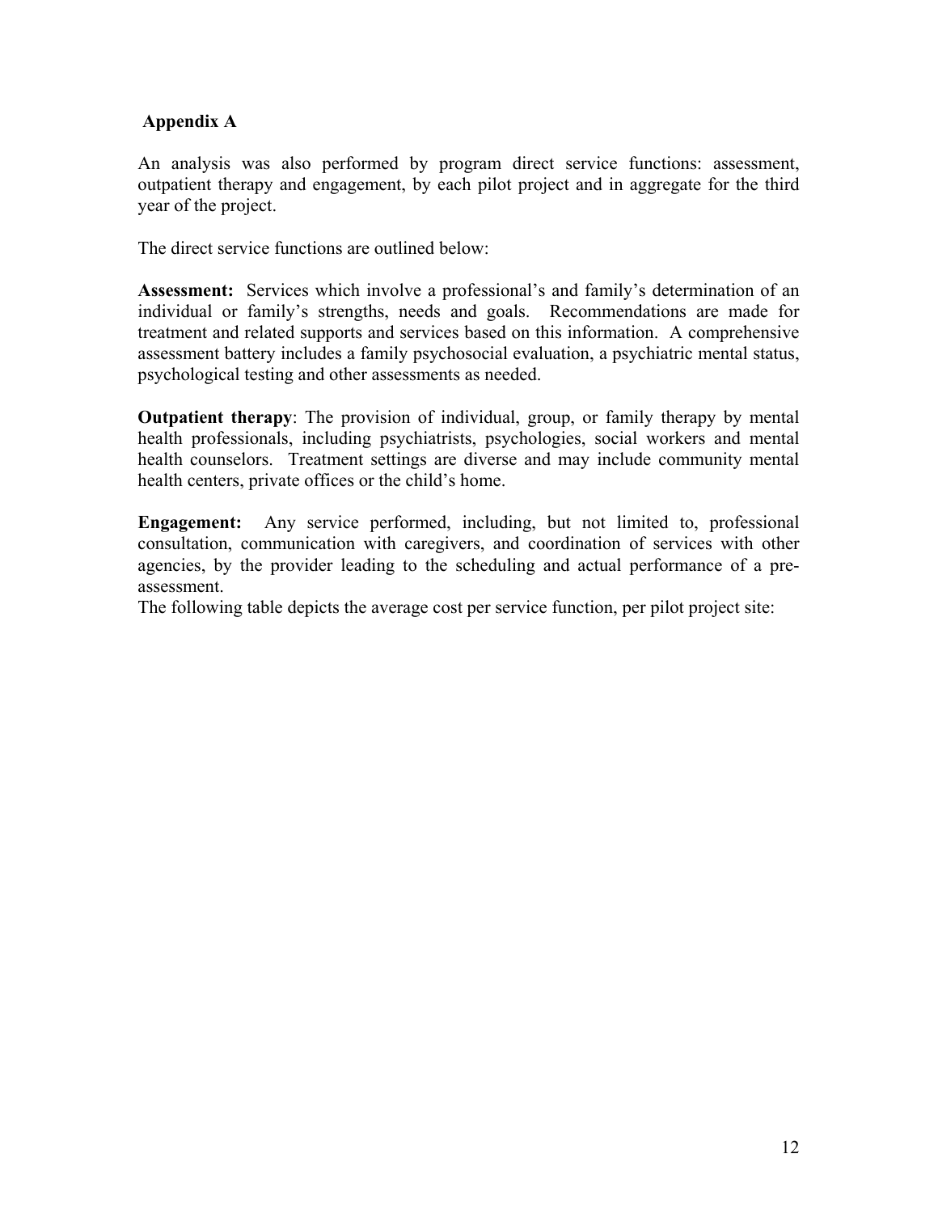## Appendix A

An analysis was also performed by program direct service functions: assessment, outpatient therapy and engagement, by each pilot project and in aggregate for the third year of the project.

The direct service functions are outlined below:

**Assessment:** Services which involve a professional's and family's determination of an individual or family's strengths, needs and goals. Recommendations are made for treatment and related supports and services based on this information. A comprehensive assessment battery includes a family psychosocial evaluation, a psychiatric mental status, psychological testing and other assessments as needed.

**Outpatient therapy**: The provision of individual, group, or family therapy by mental health professionals, including psychiatrists, psychologies, social workers and mental health counselors. Treatment settings are diverse and may include community mental health centers, private offices or the child's home.

**Engagement:** Any service performed, including, but not limited to, professional consultation, communication with caregivers, and coordination of services with other agencies, by the provider leading to the scheduling and actual performance of a pre-assessment.

The following table depicts the average cost per service function, per pilot project site: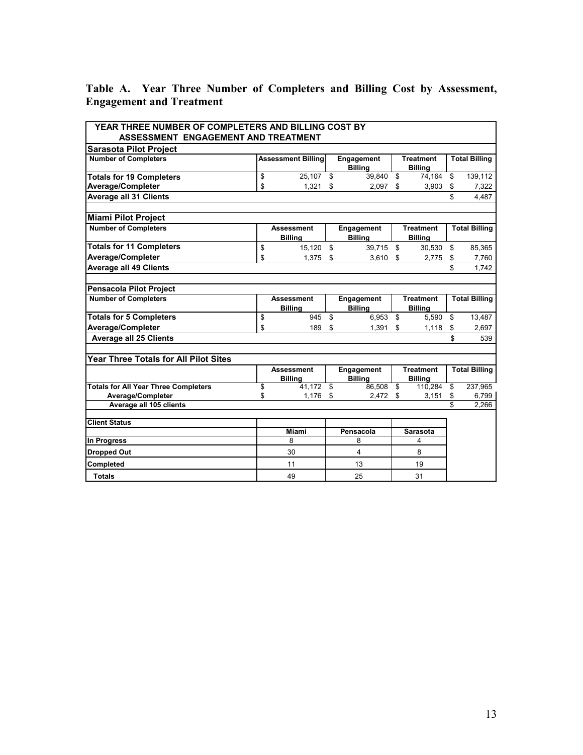**Table A. Year Three Number of Completers and Billing Cost by Assessment, Engagement and Treatment**

| YEAR THREE NUMBER OF COMPLETERS AND BILLING COST BY ASSESSMENT ENGAGEMENT AND TREATMENT | | | | |
|---|---|---|---|---|
| **Sarasota Pilot Project** | | | | |
| **Number of Completers** | **Assessment Billing** | **Engagement Billing** | **Treatment Billing** | **Total Billing** |
| **Totals for 19 Completers** | $ 25,107 | $ 39,840 | $ 74,164 | $ 139,112 |
| **Average/Completer** | $ 1,321 | $ 2,097 | $ 3,903 | $ 7,322 |
| **Average all 31 Clients** | | | | $ 4,487 |
| **Miami Pilot Project** | | | | |
| **Number of Completers** | **Assessment Billing** | **Engagement Billing** | **Treatment Billing** | **Total Billing** |
| **Totals for 11 Completers** | $ 15,120 | $ 39,715 | $ 30,530 | $ 85,365 |
| **Average/Completer** | $ 1,375 | $ 3,610 | $ 2,775 | $ 7,760 |
| **Average all 49 Clients** | | | | $ 1,742 |
| **Pensacola Pilot Project** | | | | |
| **Number of Completers** | **Assessment Billing** | **Engagement Billing** | **Treatment Billing** | **Total Billing** |
| **Totals for 5 Completers** | $ 945 | $ 6,953 | $ 5,590 | $ 13,487 |
| **Average/Completer** | $ 189 | $ 1,391 | $ 1,118 | $ 2,697 |
| **Average all 25 Clients** | | | | $ 539 |
| **Year Three Totals for All Pilot Sites** | | | | |
| | **Assessment Billing** | **Engagement Billing** | **Treatment Billing** | **Total Billing** |
| **Totals for All Year Three Completers** | $ 41,172 | $ 86,508 | $ 110,284 | $ 237,965 |
| **Average/Completer** | $ 1,176 | $ 2,472 | $ 3,151 | $ 6,799 |
| **Average all 105 clients** | | | | $ 2,266 |

| **Client Status** | | | |
|---|---|---|---|
| | **Miami** | **Pensacola** | **Sarasota** |
| **In Progress** | 8 | 8 | 4 |
| **Dropped Out** | 30 | 4 | 8 |
| **Completed** | 11 | 13 | 19 |
| **Totals** | 49 | 25 | 31 |